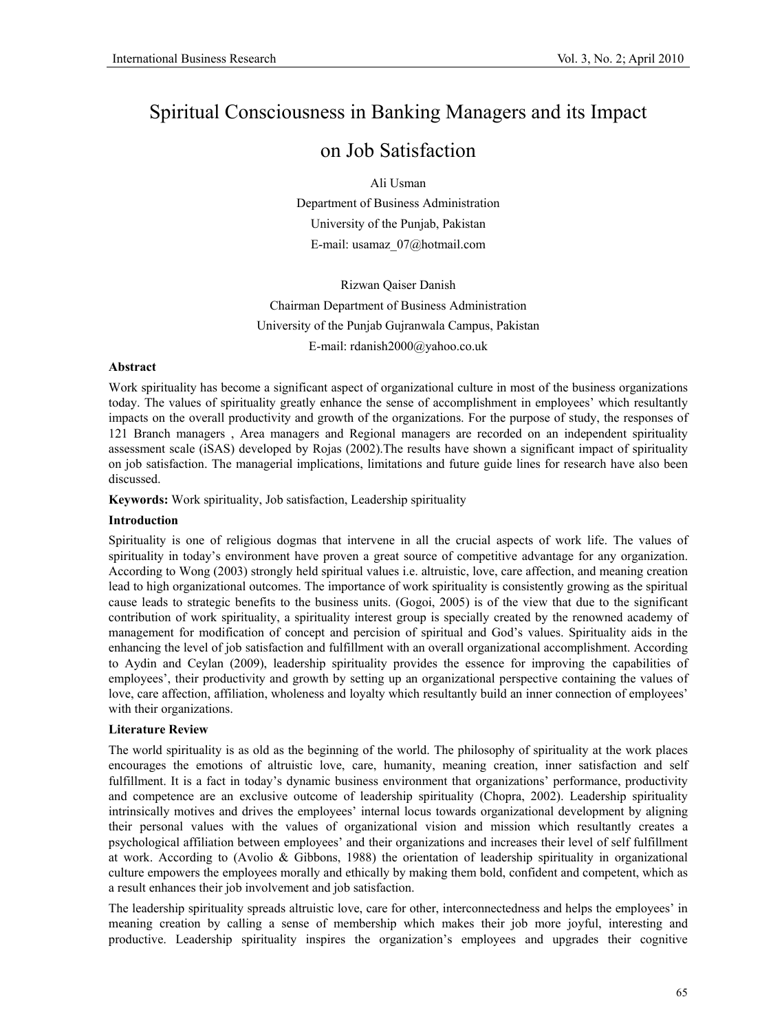# Spiritual Consciousness in Banking Managers and its Impact on Job Satisfaction

Ali Usman

Department of Business Administration

University of the Punjab, Pakistan

E-mail: usamaz_07@hotmail.com

Rizwan Qaiser Danish

Chairman Department of Business Administration

University of the Punjab Gujranwala Campus, Pakistan

E-mail: rdanish2000@yahoo.co.uk

## Abstract

Work spirituality has become a significant aspect of organizational culture in most of the business organizations today. The values of spirituality greatly enhance the sense of accomplishment in employees' which resultantly impacts on the overall productivity and growth of the organizations. For the purpose of study, the responses of 121 Branch managers , Area managers and Regional managers are recorded on an independent spirituality assessment scale (iSAS) developed by Rojas (2002).The results have shown a significant impact of spirituality on job satisfaction. The managerial implications, limitations and future guide lines for research have also been discussed.

**Keywords:** Work spirituality, Job satisfaction, Leadership spirituality

## Introduction

Spirituality is one of religious dogmas that intervene in all the crucial aspects of work life. The values of spirituality in today's environment have proven a great source of competitive advantage for any organization. According to Wong (2003) strongly held spiritual values i.e. altruistic, love, care affection, and meaning creation lead to high organizational outcomes. The importance of work spirituality is consistently growing as the spiritual cause leads to strategic benefits to the business units. (Gogoi, 2005) is of the view that due to the significant contribution of work spirituality, a spirituality interest group is specially created by the renowned academy of management for modification of concept and percision of spiritual and God's values. Spirituality aids in the enhancing the level of job satisfaction and fulfillment with an overall organizational accomplishment. According to Aydin and Ceylan (2009), leadership spirituality provides the essence for improving the capabilities of employees', their productivity and growth by setting up an organizational perspective containing the values of love, care affection, affiliation, wholeness and loyalty which resultantly build an inner connection of employees' with their organizations.

## Literature Review

The world spirituality is as old as the beginning of the world. The philosophy of spirituality at the work places encourages the emotions of altruistic love, care, humanity, meaning creation, inner satisfaction and self fulfillment. It is a fact in today's dynamic business environment that organizations' performance, productivity and competence are an exclusive outcome of leadership spirituality (Chopra, 2002). Leadership spirituality intrinsically motives and drives the employees' internal locus towards organizational development by aligning their personal values with the values of organizational vision and mission which resultantly creates a psychological affiliation between employees' and their organizations and increases their level of self fulfillment at work. According to (Avolio & Gibbons, 1988) the orientation of leadership spirituality in organizational culture empowers the employees morally and ethically by making them bold, confident and competent, which as a result enhances their job involvement and job satisfaction.

The leadership spirituality spreads altruistic love, care for other, interconnectedness and helps the employees' in meaning creation by calling a sense of membership which makes their job more joyful, interesting and productive. Leadership spirituality inspires the organization's employees and upgrades their cognitive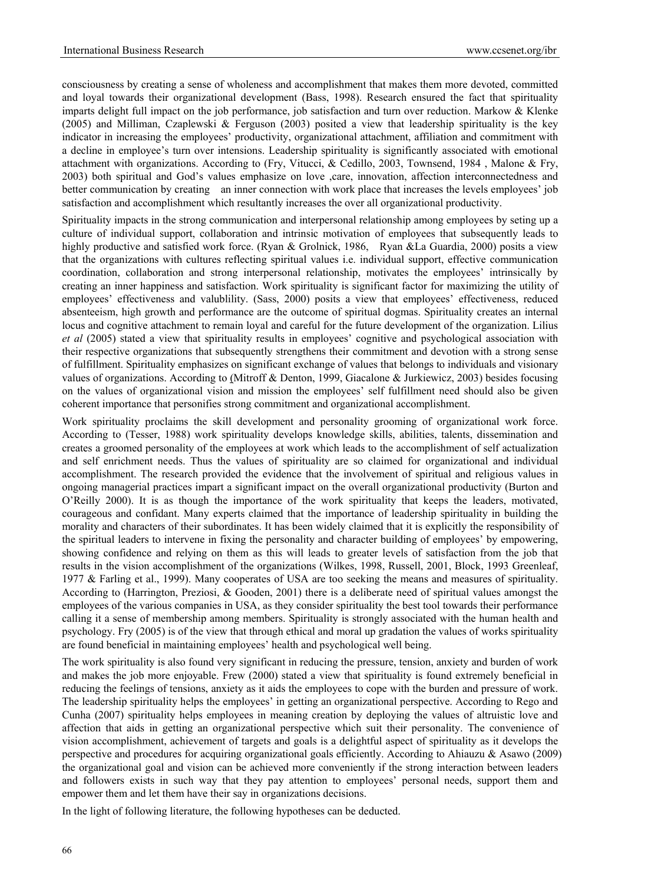consciousness by creating a sense of wholeness and accomplishment that makes them more devoted, committed and loyal towards their organizational development (Bass, 1998). Research ensured the fact that spirituality imparts delight full impact on the job performance, job satisfaction and turn over reduction. Markow & Klenke (2005) and Milliman, Czaplewski & Ferguson (2003) posited a view that leadership spirituality is the key indicator in increasing the employees' productivity, organizational attachment, affiliation and commitment with a decline in employee's turn over intensions. Leadership spirituality is significantly associated with emotional attachment with organizations. According to (Fry, Vitucci, & Cedillo, 2003, Townsend, 1984 , Malone & Fry, 2003) both spiritual and God's values emphasize on love ,care, innovation, affection interconnectedness and better communication by creating an inner connection with work place that increases the levels employees' job satisfaction and accomplishment which resultantly increases the over all organizational productivity.

Spirituality impacts in the strong communication and interpersonal relationship among employees by seting up a culture of individual support, collaboration and intrinsic motivation of employees that subsequently leads to highly productive and satisfied work force. (Ryan & Grolnick, 1986, Ryan &La Guardia, 2000) posits a view that the organizations with cultures reflecting spiritual values i.e. individual support, effective communication coordination, collaboration and strong interpersonal relationship, motivates the employees' intrinsically by creating an inner happiness and satisfaction. Work spirituality is significant factor for maximizing the utility of employees' effectiveness and valublility. (Sass, 2000) posits a view that employees' effectiveness, reduced absenteeism, high growth and performance are the outcome of spiritual dogmas. Spirituality creates an internal locus and cognitive attachment to remain loyal and careful for the future development of the organization. Lilius *et al* (2005) stated a view that spirituality results in employees' cognitive and psychological association with their respective organizations that subsequently strengthens their commitment and devotion with a strong sense of fulfillment. Spirituality emphasizes on significant exchange of values that belongs to individuals and visionary values of organizations. According to (Mitroff & Denton, 1999, Giacalone & Jurkiewicz, 2003) besides focusing on the values of organizational vision and mission the employees' self fulfillment need should also be given coherent importance that personifies strong commitment and organizational accomplishment.

Work spirituality proclaims the skill development and personality grooming of organizational work force. According to (Tesser, 1988) work spirituality develops knowledge skills, abilities, talents, dissemination and creates a groomed personality of the employees at work which leads to the accomplishment of self actualization and self enrichment needs. Thus the values of spirituality are so claimed for organizational and individual accomplishment. The research provided the evidence that the involvement of spiritual and religious values in ongoing managerial practices impart a significant impact on the overall organizational productivity (Burton and O'Reilly 2000). It is as though the importance of the work spirituality that keeps the leaders, motivated, courageous and confidant. Many experts claimed that the importance of leadership spirituality in building the morality and characters of their subordinates. It has been widely claimed that it is explicitly the responsibility of the spiritual leaders to intervene in fixing the personality and character building of employees' by empowering, showing confidence and relying on them as this will leads to greater levels of satisfaction from the job that results in the vision accomplishment of the organizations (Wilkes, 1998, Russell, 2001, Block, 1993 Greenleaf, 1977 & Farling et al., 1999). Many cooperates of USA are too seeking the means and measures of spirituality. According to (Harrington, Preziosi, & Gooden, 2001) there is a deliberate need of spiritual values amongst the employees of the various companies in USA, as they consider spirituality the best tool towards their performance calling it a sense of membership among members. Spirituality is strongly associated with the human health and psychology. Fry (2005) is of the view that through ethical and moral up gradation the values of works spirituality are found beneficial in maintaining employees' health and psychological well being.

The work spirituality is also found very significant in reducing the pressure, tension, anxiety and burden of work and makes the job more enjoyable. Frew (2000) stated a view that spirituality is found extremely beneficial in reducing the feelings of tensions, anxiety as it aids the employees to cope with the burden and pressure of work. The leadership spirituality helps the employees' in getting an organizational perspective. According to Rego and Cunha (2007) spirituality helps employees in meaning creation by deploying the values of altruistic love and affection that aids in getting an organizational perspective which suit their personality. The convenience of vision accomplishment, achievement of targets and goals is a delightful aspect of spirituality as it develops the perspective and procedures for acquiring organizational goals efficiently. According to Ahiauzu & Asawo (2009) the organizational goal and vision can be achieved more conveniently if the strong interaction between leaders and followers exists in such way that they pay attention to employees' personal needs, support them and empower them and let them have their say in organizations decisions.

In the light of following literature, the following hypotheses can be deducted.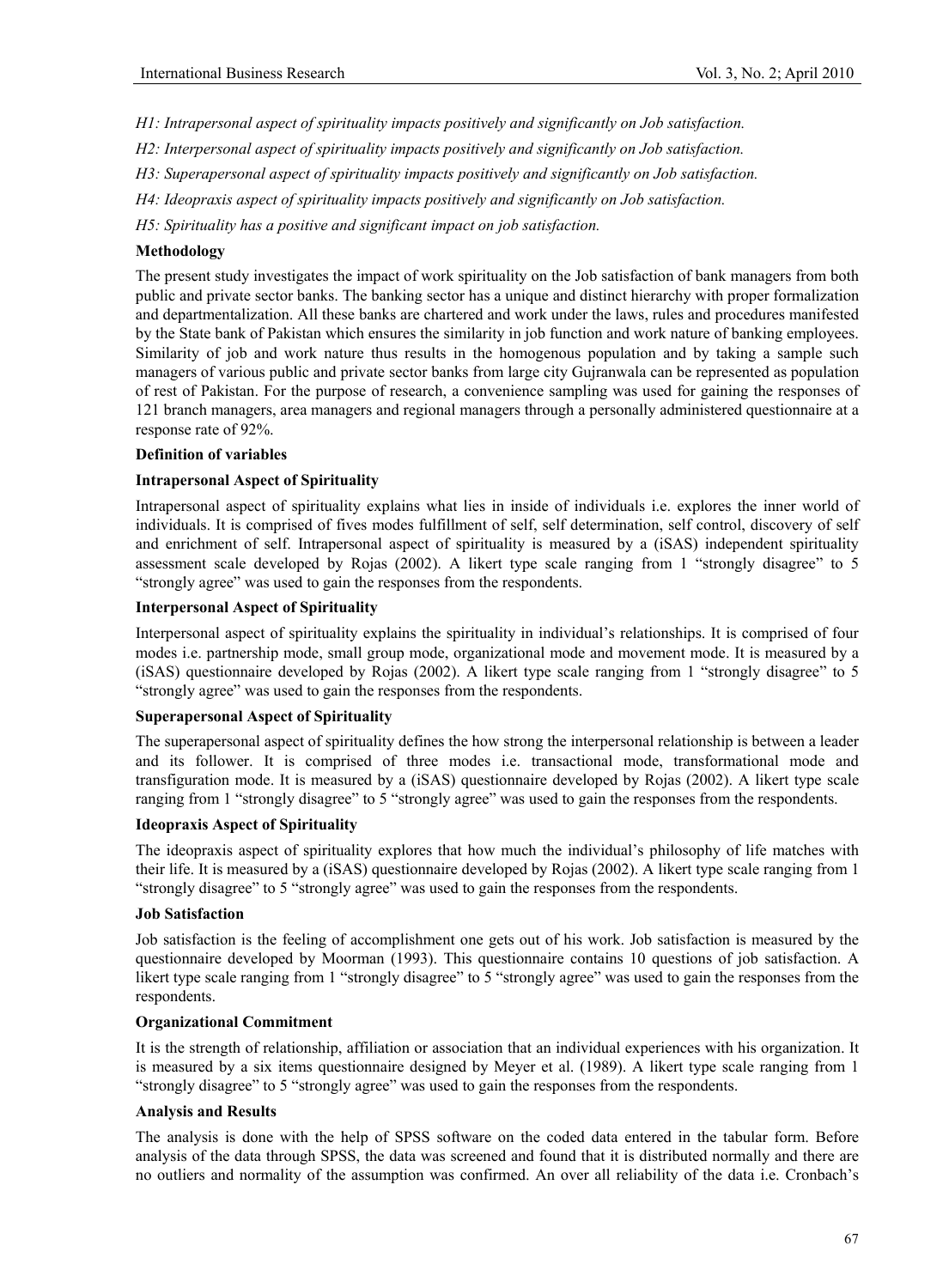*H1: Intrapersonal aspect of spirituality impacts positively and significantly on Job satisfaction.*

*H2: Interpersonal aspect of spirituality impacts positively and significantly on Job satisfaction.*

*H3: Superapersonal aspect of spirituality impacts positively and significantly on Job satisfaction.*

*H4: Ideopraxis aspect of spirituality impacts positively and significantly on Job satisfaction.*

*H5: Spirituality has a positive and significant impact on job satisfaction.*

**Methodology**

The present study investigates the impact of work spirituality on the Job satisfaction of bank managers from both public and private sector banks. The banking sector has a unique and distinct hierarchy with proper formalization and departmentalization. All these banks are chartered and work under the laws, rules and procedures manifested by the State bank of Pakistan which ensures the similarity in job function and work nature of banking employees. Similarity of job and work nature thus results in the homogenous population and by taking a sample such managers of various public and private sector banks from large city Gujranwala can be represented as population of rest of Pakistan. For the purpose of research, a convenience sampling was used for gaining the responses of 121 branch managers, area managers and regional managers through a personally administered questionnaire at a response rate of 92%.

**Definition of variables**

**Intrapersonal Aspect of Spirituality**

Intrapersonal aspect of spirituality explains what lies in inside of individuals i.e. explores the inner world of individuals. It is comprised of fives modes fulfillment of self, self determination, self control, discovery of self and enrichment of self. Intrapersonal aspect of spirituality is measured by a (iSAS) independent spirituality assessment scale developed by Rojas (2002). A likert type scale ranging from 1 "strongly disagree" to 5 "strongly agree" was used to gain the responses from the respondents.

**Interpersonal Aspect of Spirituality**

Interpersonal aspect of spirituality explains the spirituality in individual's relationships. It is comprised of four modes i.e. partnership mode, small group mode, organizational mode and movement mode. It is measured by a (iSAS) questionnaire developed by Rojas (2002). A likert type scale ranging from 1 "strongly disagree" to 5 "strongly agree" was used to gain the responses from the respondents.

**Superapersonal Aspect of Spirituality**

The superapersonal aspect of spirituality defines the how strong the interpersonal relationship is between a leader and its follower. It is comprised of three modes i.e. transactional mode, transformational mode and transfiguration mode. It is measured by a (iSAS) questionnaire developed by Rojas (2002). A likert type scale ranging from 1 "strongly disagree" to 5 "strongly agree" was used to gain the responses from the respondents.

**Ideopraxis Aspect of Spirituality**

The ideopraxis aspect of spirituality explores that how much the individual's philosophy of life matches with their life. It is measured by a (iSAS) questionnaire developed by Rojas (2002). A likert type scale ranging from 1 "strongly disagree" to 5 "strongly agree" was used to gain the responses from the respondents.

**Job Satisfaction**

Job satisfaction is the feeling of accomplishment one gets out of his work. Job satisfaction is measured by the questionnaire developed by Moorman (1993). This questionnaire contains 10 questions of job satisfaction. A likert type scale ranging from 1 "strongly disagree" to 5 "strongly agree" was used to gain the responses from the respondents.

**Organizational Commitment**

It is the strength of relationship, affiliation or association that an individual experiences with his organization. It is measured by a six items questionnaire designed by Meyer et al. (1989). A likert type scale ranging from 1 "strongly disagree" to 5 "strongly agree" was used to gain the responses from the respondents.

**Analysis and Results**

The analysis is done with the help of SPSS software on the coded data entered in the tabular form. Before analysis of the data through SPSS, the data was screened and found that it is distributed normally and there are no outliers and normality of the assumption was confirmed. An over all reliability of the data i.e. Cronbach's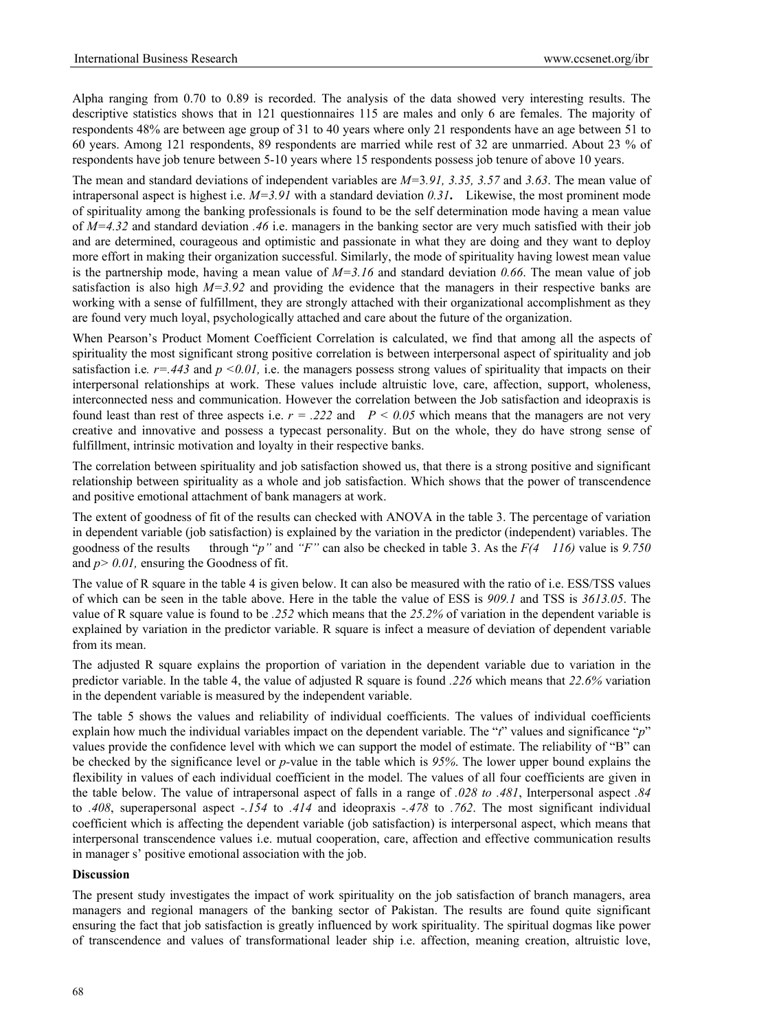Alpha ranging from 0.70 to 0.89 is recorded. The analysis of the data showed very interesting results. The descriptive statistics shows that in 121 questionnaires 115 are males and only 6 are females. The majority of respondents 48% are between age group of 31 to 40 years where only 21 respondents have an age between 51 to 60 years. Among 121 respondents, 89 respondents are married while rest of 32 are unmarried. About 23 % of respondents have job tenure between 5-10 years where 15 respondents possess job tenure of above 10 years.

The mean and standard deviations of independent variables are *M=*3*.91, 3.35, 3.57* and *3.63*. The mean value of intrapersonal aspect is highest i.e. *M=3.91* with a standard deviation *0.31***.** Likewise, the most prominent mode of spirituality among the banking professionals is found to be the self determination mode having a mean value of *M=4.32* and standard deviation *.46* i.e. managers in the banking sector are very much satisfied with their job and are determined, courageous and optimistic and passionate in what they are doing and they want to deploy more effort in making their organization successful. Similarly, the mode of spirituality having lowest mean value is the partnership mode, having a mean value of *M=3.16* and standard deviation *0.66*. The mean value of job satisfaction is also high *M=3.92* and providing the evidence that the managers in their respective banks are working with a sense of fulfillment, they are strongly attached with their organizational accomplishment as they are found very much loyal, psychologically attached and care about the future of the organization.

When Pearson's Product Moment Coefficient Correlation is calculated, we find that among all the aspects of spirituality the most significant strong positive correlation is between interpersonal aspect of spirituality and job satisfaction i.e*.* $r=.443$ and $p<0.01$*,* i.e. the managers possess strong values of spirituality that impacts on their interpersonal relationships at work. These values include altruistic love, care, affection, support, wholeness, interconnected ness and communication. However the correlation between the Job satisfaction and ideopraxis is found least than rest of three aspects i.e. $r = .222$ and $P < 0.05$ which means that the managers are not very creative and innovative and possess a typecast personality. But on the whole, they do have strong sense of fulfillment, intrinsic motivation and loyalty in their respective banks.

The correlation between spirituality and job satisfaction showed us, that there is a strong positive and significant relationship between spirituality as a whole and job satisfaction. Which shows that the power of transcendence and positive emotional attachment of bank managers at work.

The extent of goodness of fit of the results can checked with ANOVA in the table 3. The percentage of variation in dependent variable (job satisfaction) is explained by the variation in the predictor (independent) variables. The goodness of the results through "*p"* and *"F"* can also be checked in table 3. As the $F(4 \quad 116)$ value is *9.750* and $p> 0.01$*,* ensuring the Goodness of fit.

The value of R square in the table 4 is given below. It can also be measured with the ratio of i.e. ESS/TSS values of which can be seen in the table above. Here in the table the value of ESS is *909.1* and TSS is *3613.05*. The value of R square value is found to be *.252* which means that the *25.2%* of variation in the dependent variable is explained by variation in the predictor variable. R square is infect a measure of deviation of dependent variable from its mean.

The adjusted R square explains the proportion of variation in the dependent variable due to variation in the predictor variable. In the table 4, the value of adjusted R square is found *.226* which means that *22.6%* variation in the dependent variable is measured by the independent variable.

The table 5 shows the values and reliability of individual coefficients. The values of individual coefficients explain how much the individual variables impact on the dependent variable. The "*t*" values and significance "*p*" values provide the confidence level with which we can support the model of estimate. The reliability of "B" can be checked by the significance level or *p*-value in the table which is *95%*. The lower upper bound explains the flexibility in values of each individual coefficient in the model. The values of all four coefficients are given in the table below. The value of intrapersonal aspect of falls in a range of *.028 to .481*, Interpersonal aspect *.84* to *.408*, superapersonal aspect *-.154* to *.414* and ideopraxis *-.478* to *.762*. The most significant individual coefficient which is affecting the dependent variable (job satisfaction) is interpersonal aspect, which means that interpersonal transcendence values i.e. mutual cooperation, care, affection and effective communication results in manager s' positive emotional association with the job.

**Discussion**

The present study investigates the impact of work spirituality on the job satisfaction of branch managers, area managers and regional managers of the banking sector of Pakistan. The results are found quite significant ensuring the fact that job satisfaction is greatly influenced by work spirituality. The spiritual dogmas like power of transcendence and values of transformational leader ship i.e. affection, meaning creation, altruistic love,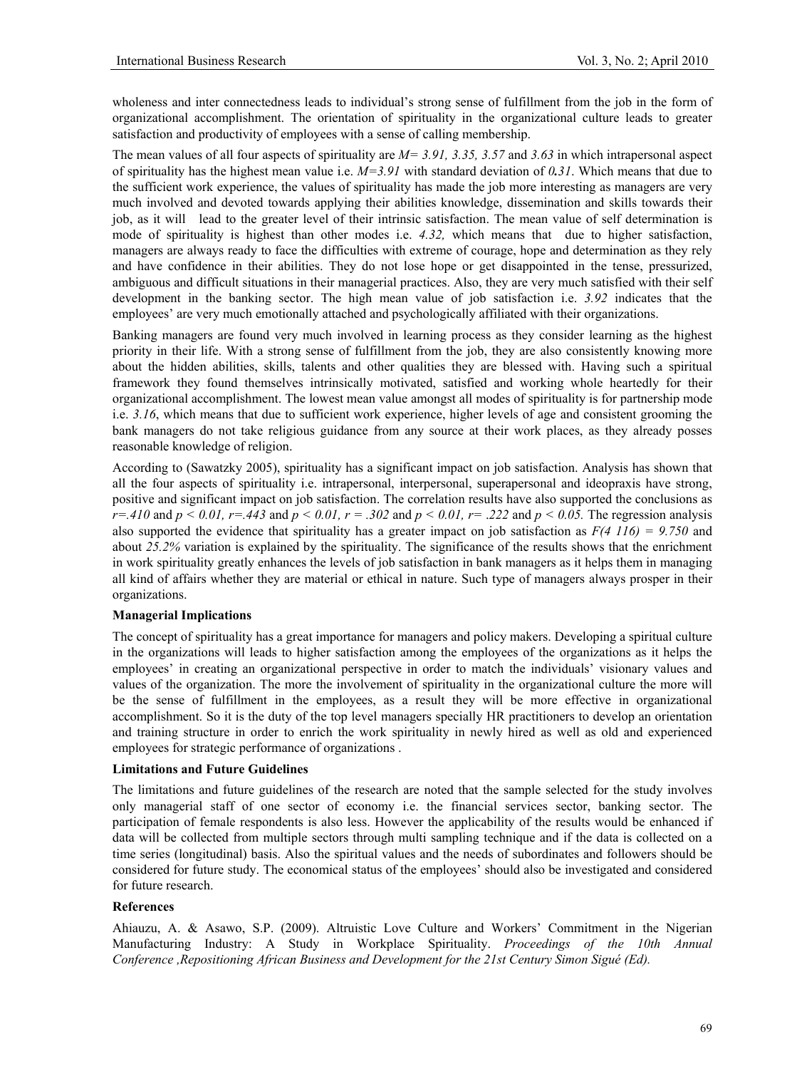wholeness and inter connectedness leads to individual's strong sense of fulfillment from the job in the form of organizational accomplishment. The orientation of spirituality in the organizational culture leads to greater satisfaction and productivity of employees with a sense of calling membership.

The mean values of all four aspects of spirituality are $M = 3.91, 3.35, 3.57$ and $3.63$ in which intrapersonal aspect of spirituality has the highest mean value i.e. $M=3.91$ with standard deviation of $0.31$. Which means that due to the sufficient work experience, the values of spirituality has made the job more interesting as managers are very much involved and devoted towards applying their abilities knowledge, dissemination and skills towards their job, as it will lead to the greater level of their intrinsic satisfaction. The mean value of self determination is mode of spirituality is highest than other modes i.e. *4.32,* which means that due to higher satisfaction, managers are always ready to face the difficulties with extreme of courage, hope and determination as they rely and have confidence in their abilities. They do not lose hope or get disappointed in the tense, pressurized, ambiguous and difficult situations in their managerial practices. Also, they are very much satisfied with their self development in the banking sector. The high mean value of job satisfaction i.e. *3.92* indicates that the employees' are very much emotionally attached and psychologically affiliated with their organizations.

Banking managers are found very much involved in learning process as they consider learning as the highest priority in their life. With a strong sense of fulfillment from the job, they are also consistently knowing more about the hidden abilities, skills, talents and other qualities they are blessed with. Having such a spiritual framework they found themselves intrinsically motivated, satisfied and working whole heartedly for their organizational accomplishment. The lowest mean value amongst all modes of spirituality is for partnership mode i.e. *3.16*, which means that due to sufficient work experience, higher levels of age and consistent grooming the bank managers do not take religious guidance from any source at their work places, as they already posses reasonable knowledge of religion.

According to (Sawatzky 2005), spirituality has a significant impact on job satisfaction. Analysis has shown that all the four aspects of spirituality i.e. intrapersonal, interpersonal, superapersonal and ideopraxis have strong, positive and significant impact on job satisfaction. The correlation results have also supported the conclusions as $r=.410$ and $p < 0.01$, $r=.443$ and $p < 0.01$, $r = .302$ and $p < 0.01$, $r= .222$ and $p < 0.05$. The regression analysis also supported the evidence that spirituality has a greater impact on job satisfaction as $F(4\ 116) = 9.750$ and about *25.2%* variation is explained by the spirituality. The significance of the results shows that the enrichment in work spirituality greatly enhances the levels of job satisfaction in bank managers as it helps them in managing all kind of affairs whether they are material or ethical in nature. Such type of managers always prosper in their organizations.

**Managerial Implications**

The concept of spirituality has a great importance for managers and policy makers. Developing a spiritual culture in the organizations will leads to higher satisfaction among the employees of the organizations as it helps the employees' in creating an organizational perspective in order to match the individuals' visionary values and values of the organization. The more the involvement of spirituality in the organizational culture the more will be the sense of fulfillment in the employees, as a result they will be more effective in organizational accomplishment. So it is the duty of the top level managers specially HR practitioners to develop an orientation and training structure in order to enrich the work spirituality in newly hired as well as old and experienced employees for strategic performance of organizations .

**Limitations and Future Guidelines**

The limitations and future guidelines of the research are noted that the sample selected for the study involves only managerial staff of one sector of economy i.e. the financial services sector, banking sector. The participation of female respondents is also less. However the applicability of the results would be enhanced if data will be collected from multiple sectors through multi sampling technique and if the data is collected on a time series (longitudinal) basis. Also the spiritual values and the needs of subordinates and followers should be considered for future study. The economical status of the employees' should also be investigated and considered for future research.

**References**

Ahiauzu, A. & Asawo, S.P. (2009). Altruistic Love Culture and Workers' Commitment in the Nigerian Manufacturing Industry: A Study in Workplace Spirituality. *Proceedings of the 10th Annual Conference ,Repositioning African Business and Development for the 21st Century Simon Sigué (Ed).*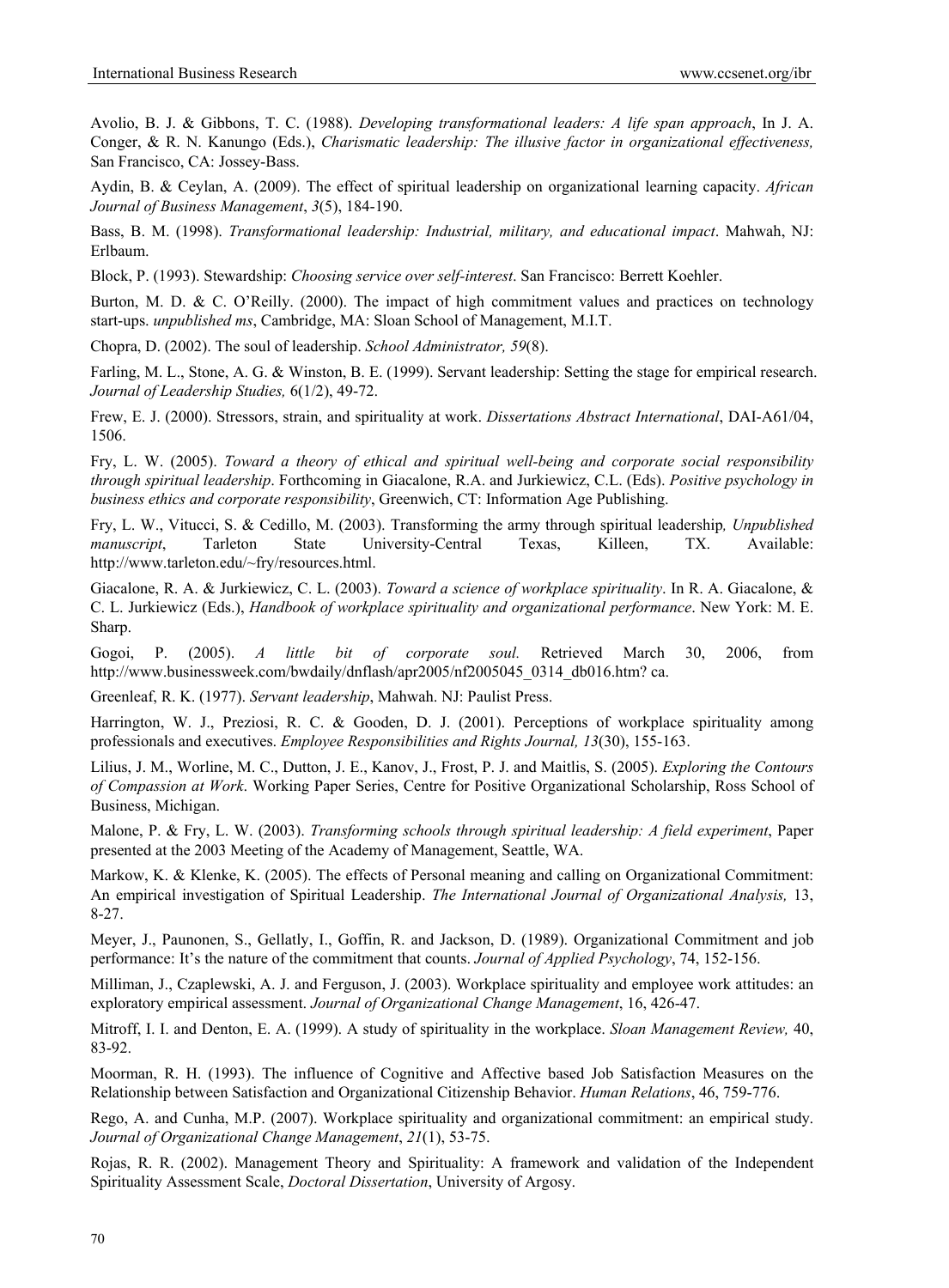Avolio, B. J. & Gibbons, T. C. (1988). *Developing transformational leaders: A life span approach*, In J. A. Conger, & R. N. Kanungo (Eds.), *Charismatic leadership: The illusive factor in organizational effectiveness,* San Francisco, CA: Jossey-Bass.

Aydin, B. & Ceylan, A. (2009). The effect of spiritual leadership on organizational learning capacity. *African Journal of Business Management*, *3*(5), 184-190.

Bass, B. M. (1998). *Transformational leadership: Industrial, military, and educational impact*. Mahwah, NJ: Erlbaum.

Block, P. (1993). Stewardship: *Choosing service over self-interest*. San Francisco: Berrett Koehler.

Burton, M. D. & C. O'Reilly. (2000). The impact of high commitment values and practices on technology start-ups. *unpublished ms*, Cambridge, MA: Sloan School of Management, M.I.T.

Chopra, D. (2002). The soul of leadership. *School Administrator, 59*(8).

Farling, M. L., Stone, A. G. & Winston, B. E. (1999). Servant leadership: Setting the stage for empirical research. *Journal of Leadership Studies,* 6(1/2), 49-72.

Frew, E. J. (2000). Stressors, strain, and spirituality at work. *Dissertations Abstract International*, DAI-A61/04, 1506.

Fry, L. W. (2005). *Toward a theory of ethical and spiritual well-being and corporate social responsibility through spiritual leadership*. Forthcoming in Giacalone, R.A. and Jurkiewicz, C.L. (Eds). *Positive psychology in business ethics and corporate responsibility*, Greenwich, CT: Information Age Publishing.

Fry, L. W., Vitucci, S. & Cedillo, M. (2003). Transforming the army through spiritual leadership*, Unpublished manuscript*, Tarleton State University-Central Texas, Killeen, TX. Available: http://www.tarleton.edu/~fry/resources.html.

Giacalone, R. A. & Jurkiewicz, C. L. (2003). *Toward a science of workplace spirituality*. In R. A. Giacalone, & C. L. Jurkiewicz (Eds.), *Handbook of workplace spirituality and organizational performance*. New York: M. E. Sharp.

Gogoi, P. (2005). *A little bit of corporate soul.* Retrieved March 30, 2006, from http://www.businessweek.com/bwdaily/dnflash/apr2005/nf2005045_0314_db016.htm? ca.

Greenleaf, R. K. (1977). *Servant leadership*, Mahwah. NJ: Paulist Press.

Harrington, W. J., Preziosi, R. C. & Gooden, D. J. (2001). Perceptions of workplace spirituality among professionals and executives. *Employee Responsibilities and Rights Journal, 13*(30), 155-163.

Lilius, J. M., Worline, M. C., Dutton, J. E., Kanov, J., Frost, P. J. and Maitlis, S. (2005). *Exploring the Contours of Compassion at Work*. Working Paper Series, Centre for Positive Organizational Scholarship, Ross School of Business, Michigan.

Malone, P. & Fry, L. W. (2003). *Transforming schools through spiritual leadership: A field experiment*, Paper presented at the 2003 Meeting of the Academy of Management, Seattle, WA.

Markow, K. & Klenke, K. (2005). The effects of Personal meaning and calling on Organizational Commitment: An empirical investigation of Spiritual Leadership. *The International Journal of Organizational Analysis,* 13, 8-27.

Meyer, J., Paunonen, S., Gellatly, I., Goffin, R. and Jackson, D. (1989). Organizational Commitment and job performance: It's the nature of the commitment that counts. *Journal of Applied Psychology*, 74, 152-156.

Milliman, J., Czaplewski, A. J. and Ferguson, J. (2003). Workplace spirituality and employee work attitudes: an exploratory empirical assessment. *Journal of Organizational Change Management*, 16, 426-47.

Mitroff, I. I. and Denton, E. A. (1999). A study of spirituality in the workplace. *Sloan Management Review,* 40, 83-92.

Moorman, R. H. (1993). The influence of Cognitive and Affective based Job Satisfaction Measures on the Relationship between Satisfaction and Organizational Citizenship Behavior. *Human Relations*, 46, 759-776.

Rego, A. and Cunha, M.P. (2007). Workplace spirituality and organizational commitment: an empirical study. *Journal of Organizational Change Management*, *21*(1), 53-75.

Rojas, R. R. (2002). Management Theory and Spirituality: A framework and validation of the Independent Spirituality Assessment Scale, *Doctoral Dissertation*, University of Argosy.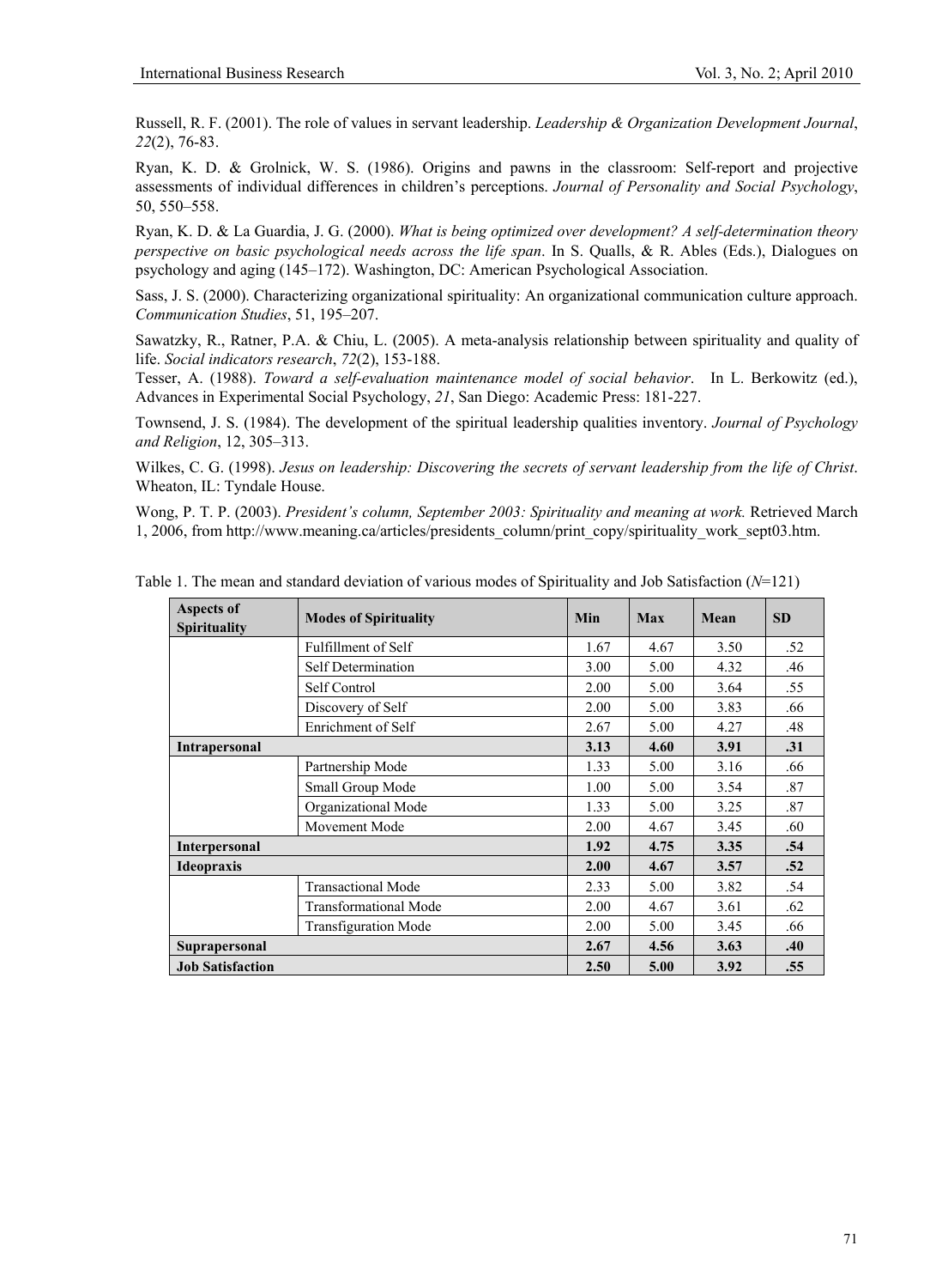Russell, R. F. (2001). The role of values in servant leadership. *Leadership & Organization Development Journal*, *22*(2), 76-83.

Ryan, K. D. & Grolnick, W. S. (1986). Origins and pawns in the classroom: Self-report and projective assessments of individual differences in children's perceptions. *Journal of Personality and Social Psychology*, 50, 550–558.

Ryan, K. D. & La Guardia, J. G. (2000). *What is being optimized over development? A self-determination theory perspective on basic psychological needs across the life span*. In S. Qualls, & R. Ables (Eds.), Dialogues on psychology and aging (145–172). Washington, DC: American Psychological Association.

Sass, J. S. (2000). Characterizing organizational spirituality: An organizational communication culture approach. *Communication Studies*, 51, 195–207.

Sawatzky, R., Ratner, P.A. & Chiu, L. (2005). A meta-analysis relationship between spirituality and quality of life. *Social indicators research*, *72*(2), 153-188.

Tesser, A. (1988). *Toward a self-evaluation maintenance model of social behavior*. In L. Berkowitz (ed.), Advances in Experimental Social Psychology, *21*, San Diego: Academic Press: 181-227.

Townsend, J. S. (1984). The development of the spiritual leadership qualities inventory. *Journal of Psychology and Religion*, 12, 305–313.

Wilkes, C. G. (1998). *Jesus on leadership: Discovering the secrets of servant leadership from the life of Christ*. Wheaton, IL: Tyndale House.

Wong, P. T. P. (2003). *President's column, September 2003: Spirituality and meaning at work.* Retrieved March 1, 2006, from http://www.meaning.ca/articles/presidents_column/print_copy/spirituality_work_sept03.htm.

Table 1. The mean and standard deviation of various modes of Spirituality and Job Satisfaction (*N*=121)

| Aspects of Spirituality | Modes of Spirituality | Min | Max | Mean | SD |
|---|---|---|---|---|---|
| | Fulfillment of Self | 1.67 | 4.67 | 3.50 | .52 |
| | Self Determination | 3.00 | 5.00 | 4.32 | .46 |
| | Self Control | 2.00 | 5.00 | 3.64 | .55 |
| | Discovery of Self | 2.00 | 5.00 | 3.83 | .66 |
| | Enrichment of Self | 2.67 | 5.00 | 4.27 | .48 |
| **Intrapersonal** | | **3.13** | **4.60** | **3.91** | **.31** |
| | Partnership Mode | 1.33 | 5.00 | 3.16 | .66 |
| | Small Group Mode | 1.00 | 5.00 | 3.54 | .87 |
| | Organizational Mode | 1.33 | 5.00 | 3.25 | .87 |
| | Movement Mode | 2.00 | 4.67 | 3.45 | .60 |
| **Interpersonal** | | **1.92** | **4.75** | **3.35** | **.54** |
| **Ideopraxis** | | **2.00** | **4.67** | **3.57** | **.52** |
| | Transactional Mode | 2.33 | 5.00 | 3.82 | .54 |
| | Transformational Mode | 2.00 | 4.67 | 3.61 | .62 |
| | Transfiguration Mode | 2.00 | 5.00 | 3.45 | .66 |
| **Suprapersonal** | | **2.67** | **4.56** | **3.63** | **.40** |
| **Job Satisfaction** | | **2.50** | **5.00** | **3.92** | **.55** |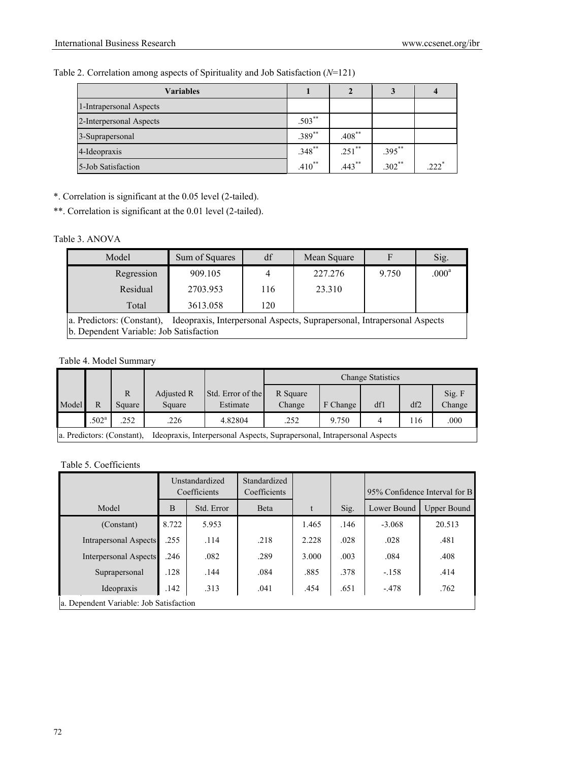Table 2. Correlation among aspects of Spirituality and Job Satisfaction (*N*=121)

| Variables | 1 | 2 | 3 | 4 |
|---|---|---|---|---|
| 1-Intrapersonal Aspects | | | | |
| 2-Interpersonal Aspects | .503** | | | |
| 3-Suprapersonal | .389** | .408** | | |
| 4-Ideopraxis | .348** | .251** | .395** | |
| 5-Job Satisfaction | .410** | .443** | .302** | .222* |

*. Correlation is significant at the 0.05 level (2-tailed).

**. Correlation is significant at the 0.01 level (2-tailed).

Table 3. ANOVA

| Model | Sum of Squares | df | Mean Square | F | Sig. |
|---|---|---|---|---|---|
| Regression | 909.105 | 4 | 227.276 | 9.750 | .000[a] |
| Residual | 2703.953 | 116 | 23.310 | | |
| Total | 3613.058 | 120 | | | |

a. Predictors: (Constant), Ideopraxis, Interpersonal Aspects, Suprapersonal, Intrapersonal Aspects
b. Dependent Variable: Job Satisfaction

Table 4. Model Summary

| | | | | | Change Statistics | | | | |
|---|---|---|---|---|---|---|---|---|---|
| Model | R | R Square | Adjusted R Square | Std. Error of the Estimate | R Square Change | F Change | df1 | df2 | Sig. F Change |
| | .502[a] | .252 | .226 | 4.82804 | .252 | 9.750 | 4 | 116 | .000 |

a. Predictors: (Constant), Ideopraxis, Interpersonal Aspects, Suprapersonal, Intrapersonal Aspects

Table 5. Coefficients

| | Unstandardized Coefficients | | Standardized Coefficients | | | 95% Confidence Interval for B | |
|---|---|---|---|---|---|---|---|
| Model | B | Std. Error | Beta | t | Sig. | Lower Bound | Upper Bound |
| (Constant) | 8.722 | 5.953 | | 1.465 | .146 | -3.068 | 20.513 |
| Intrapersonal Aspects | .255 | .114 | .218 | 2.228 | .028 | .028 | .481 |
| Interpersonal Aspects | .246 | .082 | .289 | 3.000 | .003 | .084 | .408 |
| Suprapersonal | .128 | .144 | .084 | .885 | .378 | -.158 | .414 |
| Ideopraxis | .142 | .313 | .041 | .454 | .651 | -.478 | .762 |

a. Dependent Variable: Job Satisfaction